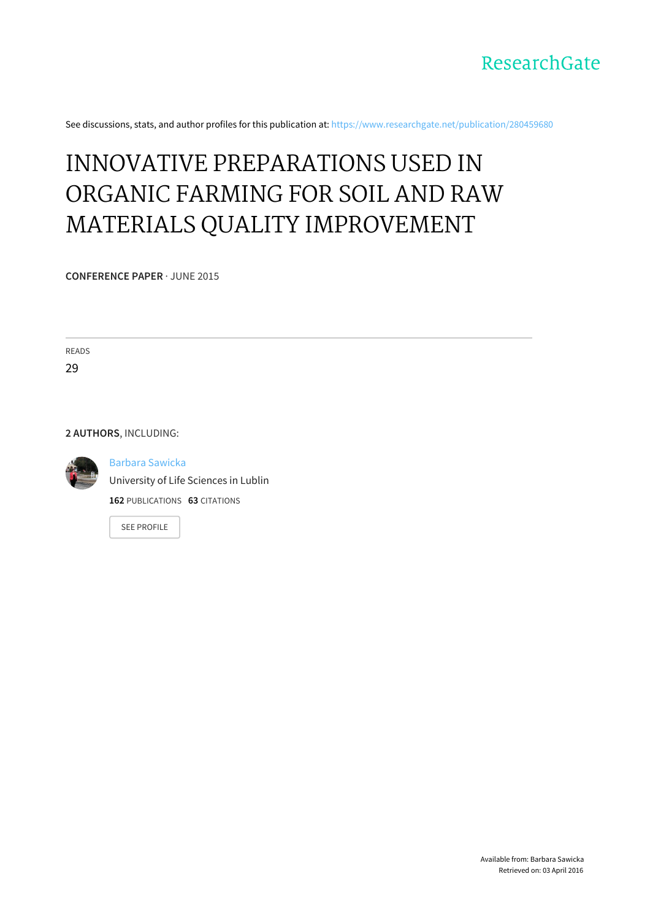ResearchGate

See discussions, stats, and author profiles for this publication at: https://www.researchgate.net/publication/280459680

# INNOVATIVE PREPARATIONS USED IN ORGANIC FARMING FOR SOIL AND RAW MATERIALS QUALITY IMPROVEMENT

**CONFERENCE PAPER** · JUNE 2015

READS

29

**2 AUTHORS**, INCLUDING:

Barbara Sawicka

University of Life Sciences in Lublin

**162** PUBLICATIONS **63** CITATIONS

SEE PROFILE

Available from: Barbara Sawicka

Retrieved on: 03 April 2016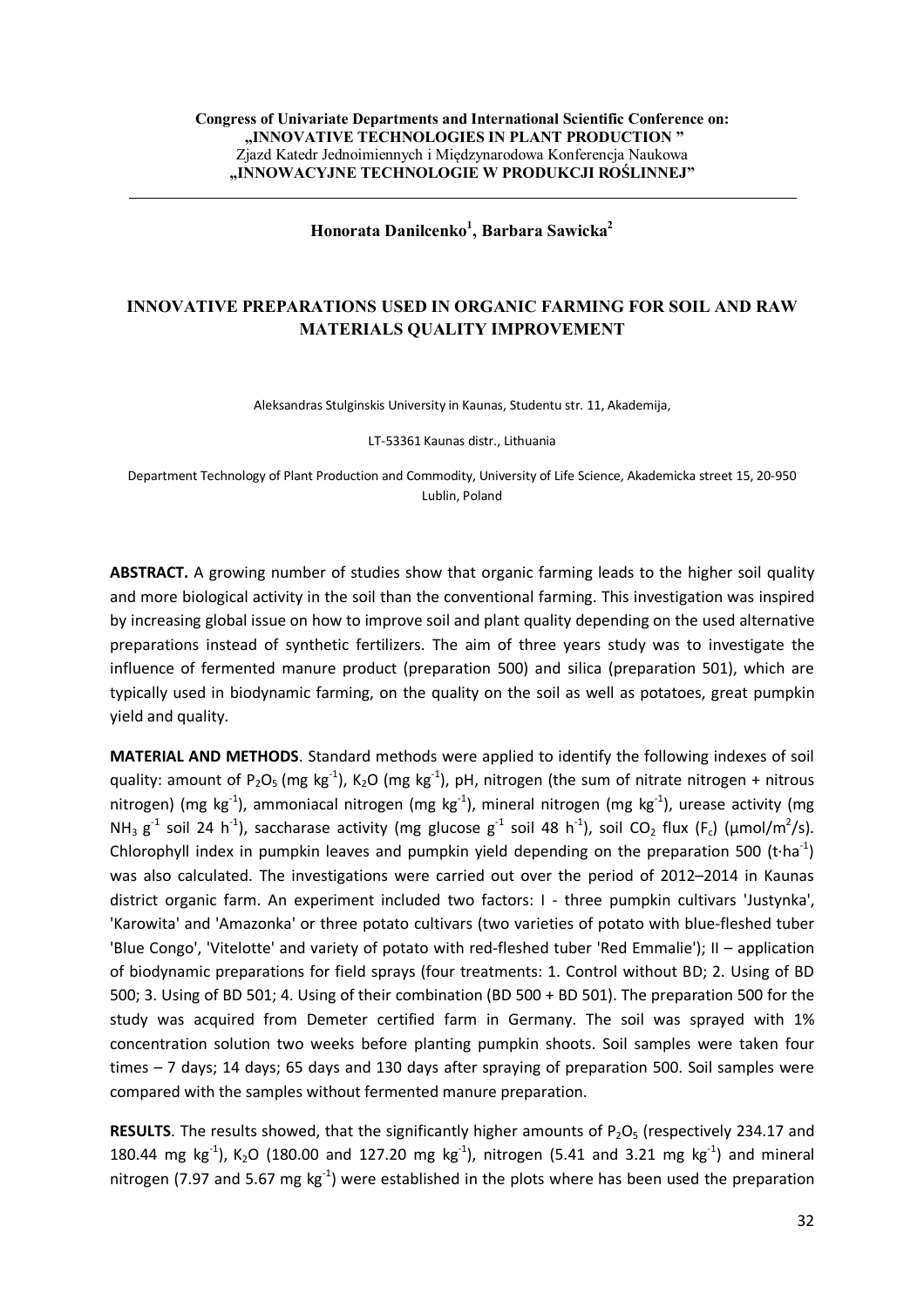Congress of Univariate Departments and International Scientific Conference on: „INNOVATIVE TECHNOLOGIES IN PLANT PRODUCTION "
Zjazd Katedr Jednoimiennych i Międzynarodowa Konferencja Naukowa
„INNOWACYJNE TECHNOLOGIE W PRODUKCJI ROŚLINNEJ"

**Honorata Danilcenko[1], Barbara Sawicka[2]**

# INNOVATIVE PREPARATIONS USED IN ORGANIC FARMING FOR SOIL AND RAW MATERIALS QUALITY IMPROVEMENT

Aleksandras Stulginskis University in Kaunas, Studentu str. 11, Akademija,

LT-53361 Kaunas distr., Lithuania

Department Technology of Plant Production and Commodity, University of Life Science, Akademicka street 15, 20-950 Lublin, Poland

**ABSTRACT.** A growing number of studies show that organic farming leads to the higher soil quality and more biological activity in the soil than the conventional farming. This investigation was inspired by increasing global issue on how to improve soil and plant quality depending on the used alternative preparations instead of synthetic fertilizers. The aim of three years study was to investigate the influence of fermented manure product (preparation 500) and silica (preparation 501), which are typically used in biodynamic farming, on the quality on the soil as well as potatoes, great pumpkin yield and quality.

**MATERIAL AND METHODS**. Standard methods were applied to identify the following indexes of soil quality: amount of $P_2O_5$ (mg kg$^{-1}$), $K_2O$ (mg kg$^{-1}$), pH, nitrogen (the sum of nitrate nitrogen + nitrous nitrogen) (mg kg$^{-1}$), ammoniacal nitrogen (mg kg$^{-1}$), mineral nitrogen (mg kg$^{-1}$), urease activity (mg $NH_3$ g$^{-1}$ soil 24 h$^{-1}$), saccharase activity (mg glucose g$^{-1}$ soil 48 h$^{-1}$), soil $CO_2$ flux ($F_c$) (μmol/m$^2$/s). Chlorophyll index in pumpkin leaves and pumpkin yield depending on the preparation 500 (t·ha$^{-1}$) was also calculated. The investigations were carried out over the period of 2012–2014 in Kaunas district organic farm. An experiment included two factors: I - three pumpkin cultivars 'Justynka', 'Karowita' and 'Amazonka' or three potato cultivars (two varieties of potato with blue-fleshed tuber 'Blue Congo', 'Vitelotte' and variety of potato with red-fleshed tuber 'Red Emmalie'); II – application of biodynamic preparations for field sprays (four treatments: 1. Control without BD; 2. Using of BD 500; 3. Using of BD 501; 4. Using of their combination (BD 500 + BD 501). The preparation 500 for the study was acquired from Demeter certified farm in Germany. The soil was sprayed with 1% concentration solution two weeks before planting pumpkin shoots. Soil samples were taken four times – 7 days; 14 days; 65 days and 130 days after spraying of preparation 500. Soil samples were compared with the samples without fermented manure preparation.

**RESULTS**. The results showed, that the significantly higher amounts of $P_2O_5$ (respectively 234.17 and 180.44 mg kg$^{-1}$), $K_2O$ (180.00 and 127.20 mg kg$^{-1}$), nitrogen (5.41 and 3.21 mg kg$^{-1}$) and mineral nitrogen (7.97 and 5.67 mg kg$^{-1}$) were established in the plots where has been used the preparation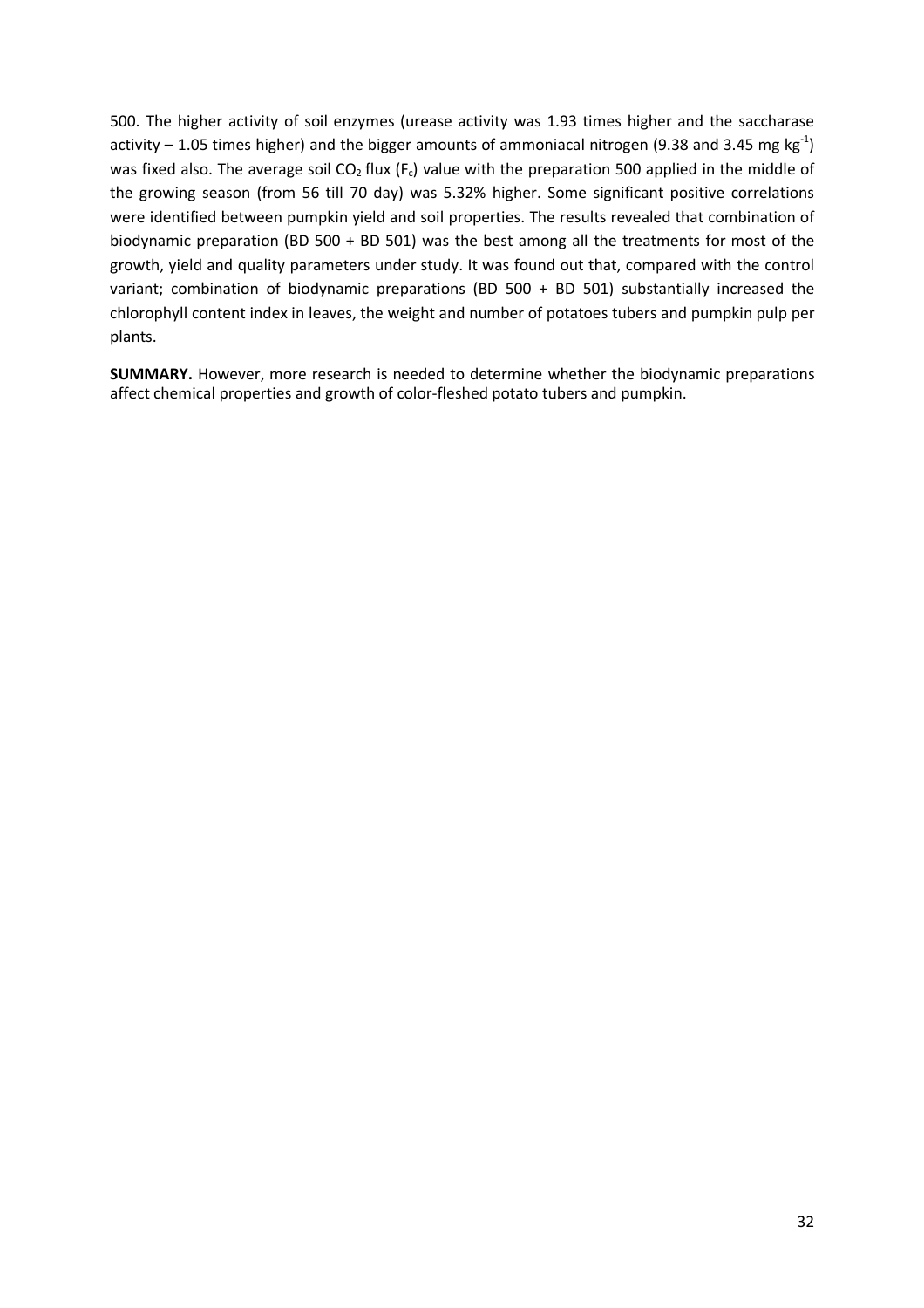500. The higher activity of soil enzymes (urease activity was 1.93 times higher and the saccharase activity – 1.05 times higher) and the bigger amounts of ammoniacal nitrogen (9.38 and 3.45 mg $kg^{-1}$) was fixed also. The average soil $CO_2$ flux ($F_c$) value with the preparation 500 applied in the middle of the growing season (from 56 till 70 day) was 5.32% higher. Some significant positive correlations were identified between pumpkin yield and soil properties. The results revealed that combination of biodynamic preparation (BD 500 + BD 501) was the best among all the treatments for most of the growth, yield and quality parameters under study. It was found out that, compared with the control variant; combination of biodynamic preparations (BD 500 + BD 501) substantially increased the chlorophyll content index in leaves, the weight and number of potatoes tubers and pumpkin pulp per plants.

**SUMMARY.** However, more research is needed to determine whether the biodynamic preparations affect chemical properties and growth of color-fleshed potato tubers and pumpkin.